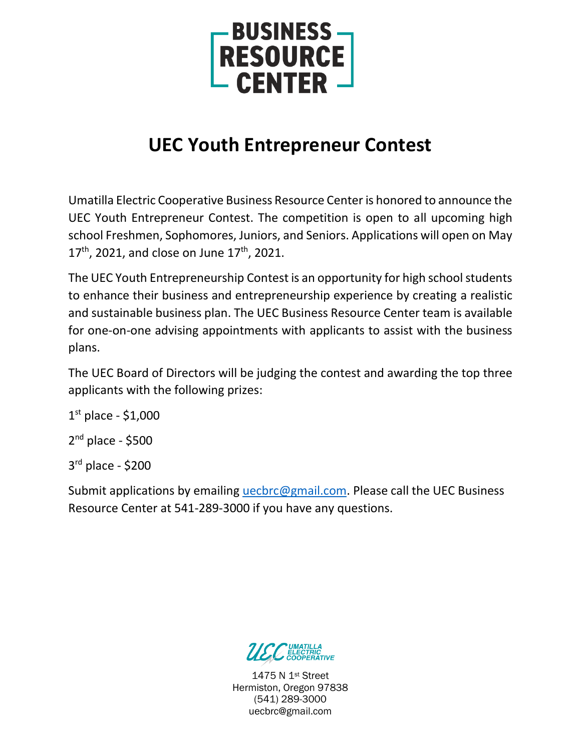BUSINESS RESOURCE CENTER

# UEC Youth Entrepreneur Contest

Umatilla Electric Cooperative Business Resource Center is honored to announce the UEC Youth Entrepreneur Contest. The competition is open to all upcoming high school Freshmen, Sophomores, Juniors, and Seniors. Applications will open on May 17th, 2021, and close on June 17th, 2021.

The UEC Youth Entrepreneurship Contest is an opportunity for high school students to enhance their business and entrepreneurship experience by creating a realistic and sustainable business plan. The UEC Business Resource Center team is available for one-on-one advising appointments with applicants to assist with the business plans.

The UEC Board of Directors will be judging the contest and awarding the top three applicants with the following prizes:

1st place - $1,000

2nd place - $500

3rd place - $200

Submit applications by emailing uecbrc@gmail.com. Please call the UEC Business Resource Center at 541-289-3000 if you have any questions.

UEC UMATILLA ELECTRIC COOPERATIVE

1475 N 1st Street
Hermiston, Oregon 97838
(541) 289-3000
uecbrc@gmail.com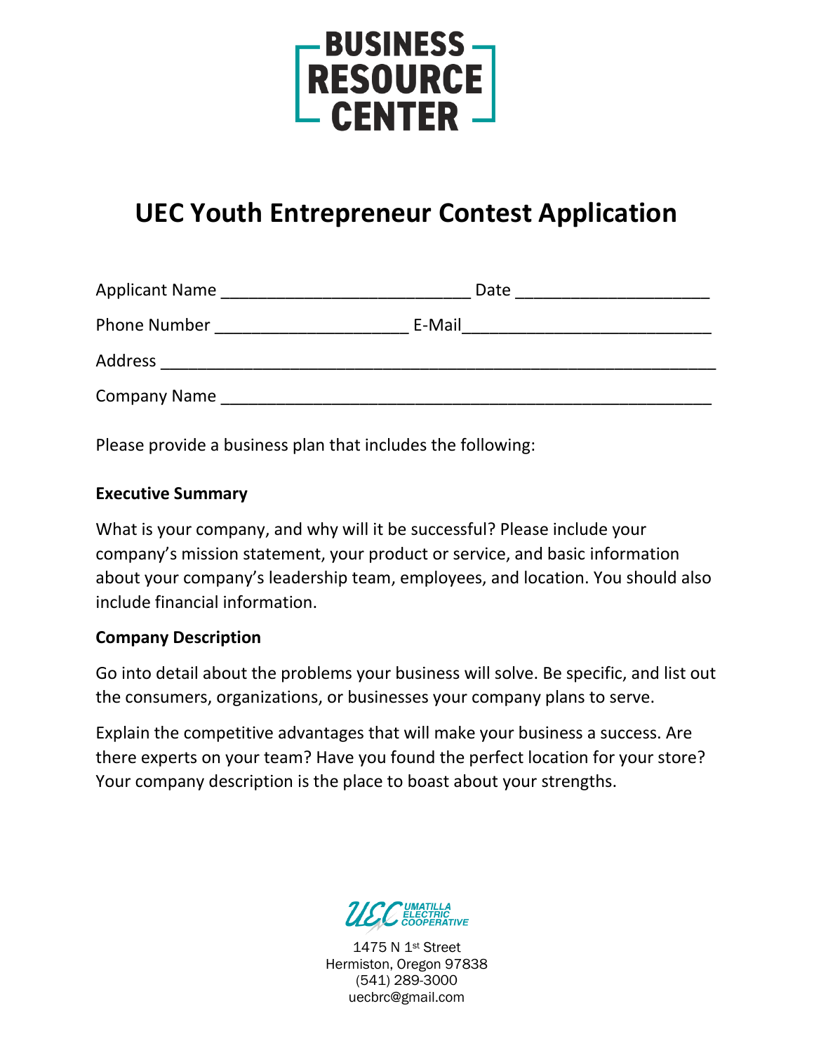**BUSINESS RESOURCE CENTER**

# UEC Youth Entrepreneur Contest Application

Applicant Name ___________________________ Date _____________________

Phone Number _____________________ E-Mail___________________________

Address ____________________________________________________________

Company Name ______________________________________________________

Please provide a business plan that includes the following:

**Executive Summary**

What is your company, and why will it be successful? Please include your company's mission statement, your product or service, and basic information about your company's leadership team, employees, and location. You should also include financial information.

**Company Description**

Go into detail about the problems your business will solve. Be specific, and list out the consumers, organizations, or businesses your company plans to serve.

Explain the competitive advantages that will make your business a success. Are there experts on your team? Have you found the perfect location for your store? Your company description is the place to boast about your strengths.

UEC UMATILLA ELECTRIC COOPERATIVE

1475 N 1st Street
Hermiston, Oregon 97838
(541) 289-3000
uecbrc@gmail.com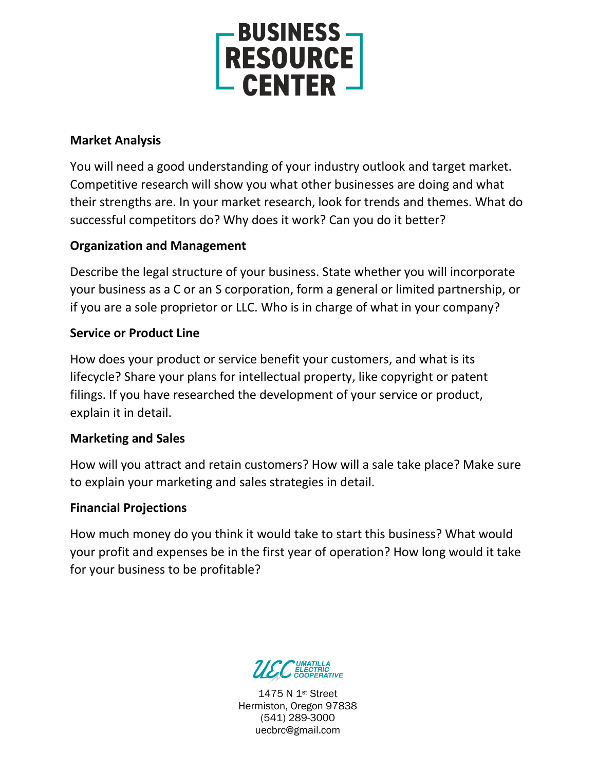**Market Analysis**

You will need a good understanding of your industry outlook and target market. Competitive research will show you what other businesses are doing and what their strengths are. In your market research, look for trends and themes. What do successful competitors do? Why does it work? Can you do it better?

**Organization and Management**

Describe the legal structure of your business. State whether you will incorporate your business as a C or an S corporation, form a general or limited partnership, or if you are a sole proprietor or LLC. Who is in charge of what in your company?

**Service or Product Line**

How does your product or service benefit your customers, and what is its lifecycle? Share your plans for intellectual property, like copyright or patent filings. If you have researched the development of your service or product, explain it in detail.

**Marketing and Sales**

How will you attract and retain customers? How will a sale take place? Make sure to explain your marketing and sales strategies in detail.

**Financial Projections**

How much money do you think it would take to start this business? What would your profit and expenses be in the first year of operation? How long would it take for your business to be profitable?